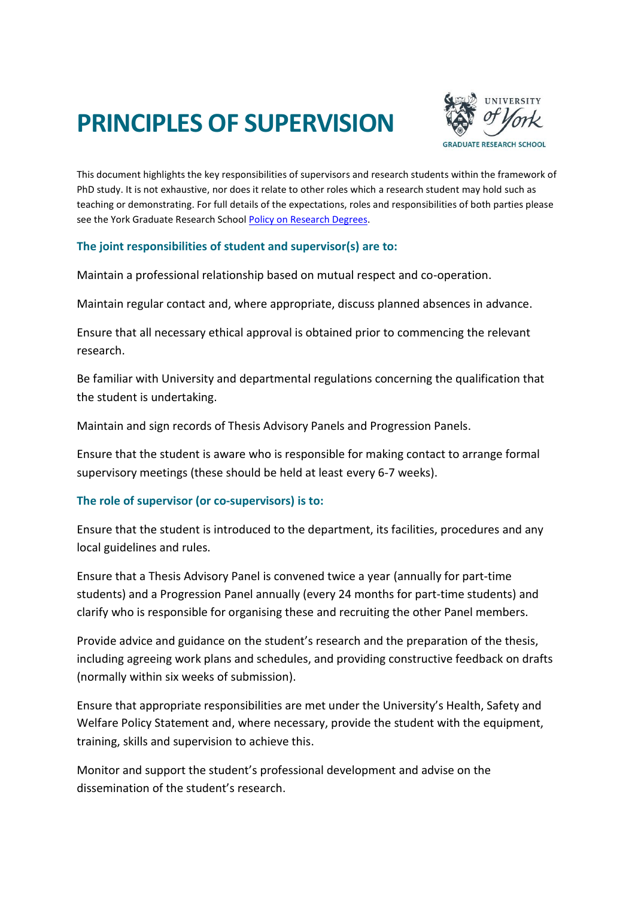# PRINCIPLES OF SUPERVISION

UNIVERSITY of York
GRADUATE RESEARCH SCHOOL

This document highlights the key responsibilities of supervisors and research students within the framework of PhD study. It is not exhaustive, nor does it relate to other roles which a research student may hold such as teaching or demonstrating. For full details of the expectations, roles and responsibilities of both parties please see the York Graduate Research School Policy on Research Degrees.

### The joint responsibilities of student and supervisor(s) are to:

Maintain a professional relationship based on mutual respect and co-operation.

Maintain regular contact and, where appropriate, discuss planned absences in advance.

Ensure that all necessary ethical approval is obtained prior to commencing the relevant research.

Be familiar with University and departmental regulations concerning the qualification that the student is undertaking.

Maintain and sign records of Thesis Advisory Panels and Progression Panels.

Ensure that the student is aware who is responsible for making contact to arrange formal supervisory meetings (these should be held at least every 6-7 weeks).

### The role of supervisor (or co-supervisors) is to:

Ensure that the student is introduced to the department, its facilities, procedures and any local guidelines and rules.

Ensure that a Thesis Advisory Panel is convened twice a year (annually for part-time students) and a Progression Panel annually (every 24 months for part-time students) and clarify who is responsible for organising these and recruiting the other Panel members.

Provide advice and guidance on the student's research and the preparation of the thesis, including agreeing work plans and schedules, and providing constructive feedback on drafts (normally within six weeks of submission).

Ensure that appropriate responsibilities are met under the University's Health, Safety and Welfare Policy Statement and, where necessary, provide the student with the equipment, training, skills and supervision to achieve this.

Monitor and support the student's professional development and advise on the dissemination of the student's research.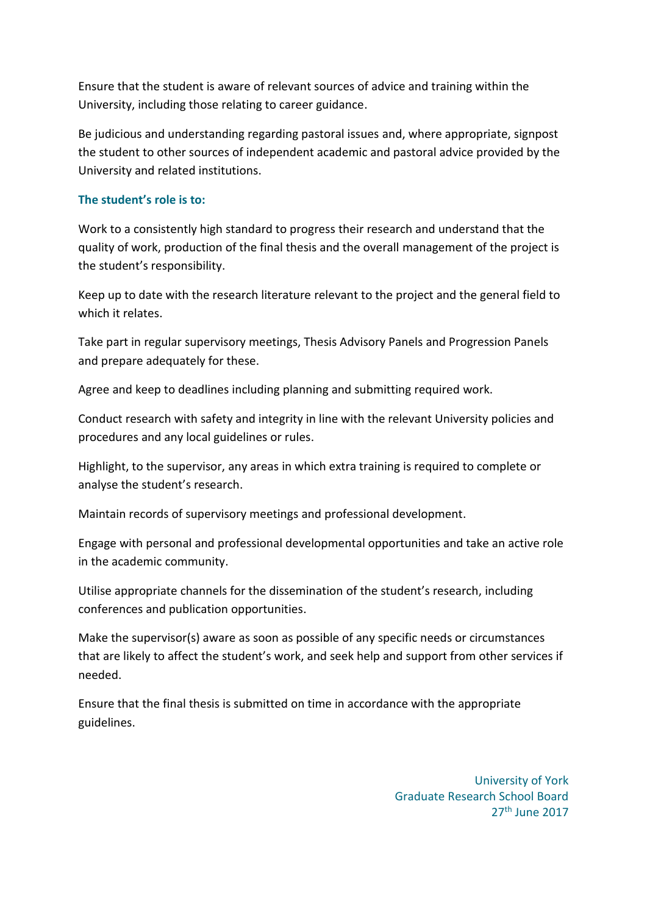Ensure that the student is aware of relevant sources of advice and training within the University, including those relating to career guidance.

Be judicious and understanding regarding pastoral issues and, where appropriate, signpost the student to other sources of independent academic and pastoral advice provided by the University and related institutions.

### The student's role is to:

Work to a consistently high standard to progress their research and understand that the quality of work, production of the final thesis and the overall management of the project is the student's responsibility.

Keep up to date with the research literature relevant to the project and the general field to which it relates.

Take part in regular supervisory meetings, Thesis Advisory Panels and Progression Panels and prepare adequately for these.

Agree and keep to deadlines including planning and submitting required work.

Conduct research with safety and integrity in line with the relevant University policies and procedures and any local guidelines or rules.

Highlight, to the supervisor, any areas in which extra training is required to complete or analyse the student's research.

Maintain records of supervisory meetings and professional development.

Engage with personal and professional developmental opportunities and take an active role in the academic community.

Utilise appropriate channels for the dissemination of the student's research, including conferences and publication opportunities.

Make the supervisor(s) aware as soon as possible of any specific needs or circumstances that are likely to affect the student's work, and seek help and support from other services if needed.

Ensure that the final thesis is submitted on time in accordance with the appropriate guidelines.

University of York
Graduate Research School Board
27th June 2017